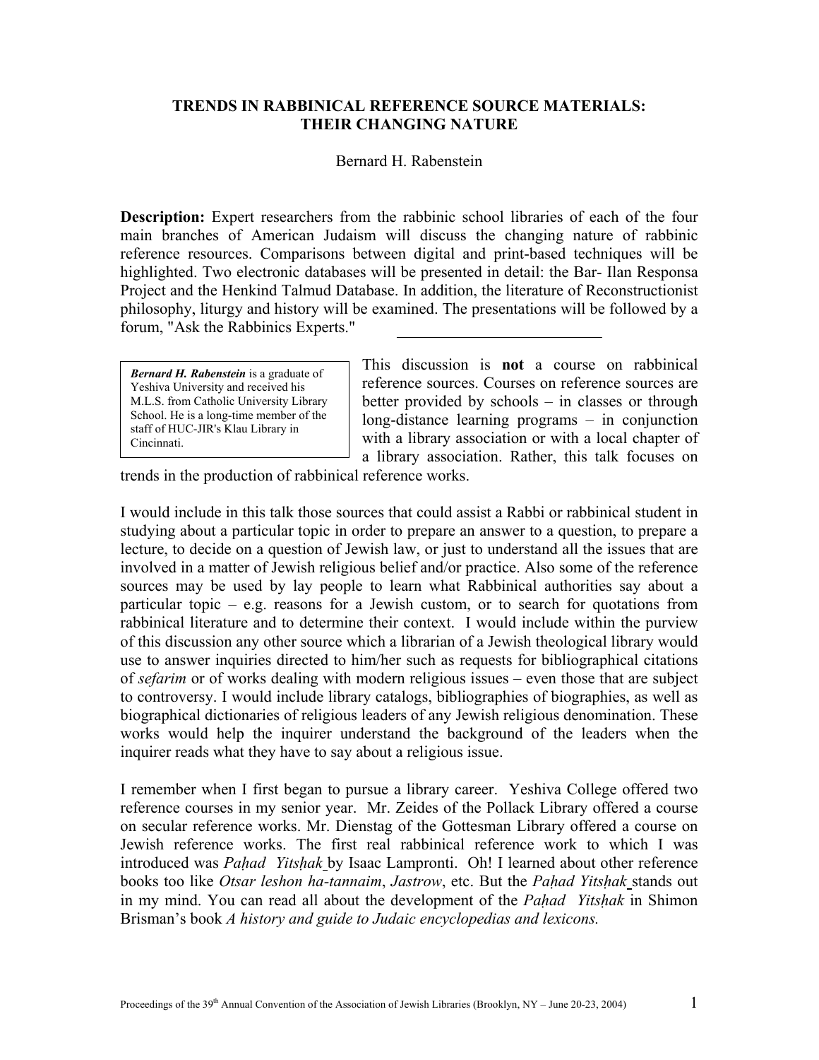# TRENDS IN RABBINICAL REFERENCE SOURCE MATERIALS: THEIR CHANGING NATURE

Bernard H. Rabenstein

**Description:** Expert researchers from the rabbinic school libraries of each of the four main branches of American Judaism will discuss the changing nature of rabbinic reference resources. Comparisons between digital and print-based techniques will be highlighted. Two electronic databases will be presented in detail: the Bar- Ilan Responsa Project and the Henkind Talmud Database. In addition, the literature of Reconstructionist philosophy, liturgy and history will be examined. The presentations will be followed by a forum, "Ask the Rabbinics Experts."

---

> ***Bernard H. Rabenstein*** is a graduate of Yeshiva University and received his M.L.S. from Catholic University Library School. He is a long-time member of the staff of HUC-JIR's Klau Library in Cincinnati.

This discussion is **not** a course on rabbinical reference sources. Courses on reference sources are better provided by schools – in classes or through long-distance learning programs – in conjunction with a library association or with a local chapter of a library association. Rather, this talk focuses on trends in the production of rabbinical reference works.

I would include in this talk those sources that could assist a Rabbi or rabbinical student in studying about a particular topic in order to prepare an answer to a question, to prepare a lecture, to decide on a question of Jewish law, or just to understand all the issues that are involved in a matter of Jewish religious belief and/or practice. Also some of the reference sources may be used by lay people to learn what Rabbinical authorities say about a particular topic – e.g. reasons for a Jewish custom, or to search for quotations from rabbinical literature and to determine their context. I would include within the purview of this discussion any other source which a librarian of a Jewish theological library would use to answer inquiries directed to him/her such as requests for bibliographical citations of *sefarim* or of works dealing with modern religious issues – even those that are subject to controversy. I would include library catalogs, bibliographies of biographies, as well as biographical dictionaries of religious leaders of any Jewish religious denomination. These works would help the inquirer understand the background of the leaders when the inquirer reads what they have to say about a religious issue.

I remember when I first began to pursue a library career. Yeshiva College offered two reference courses in my senior year. Mr. Zeides of the Pollack Library offered a course on secular reference works. Mr. Dienstag of the Gottesman Library offered a course on Jewish reference works. The first real rabbinical reference work to which I was introduced was *Paḥad Yitsḥak* by Isaac Lampronti. Oh! I learned about other reference books too like *Otsar leshon ha-tannaim*, *Jastrow*, etc. But the *Paḥad Yitsḥak* stands out in my mind. You can read all about the development of the *Paḥad Yitsḥak* in Shimon Brisman's book *A history and guide to Judaic encyclopedias and lexicons.*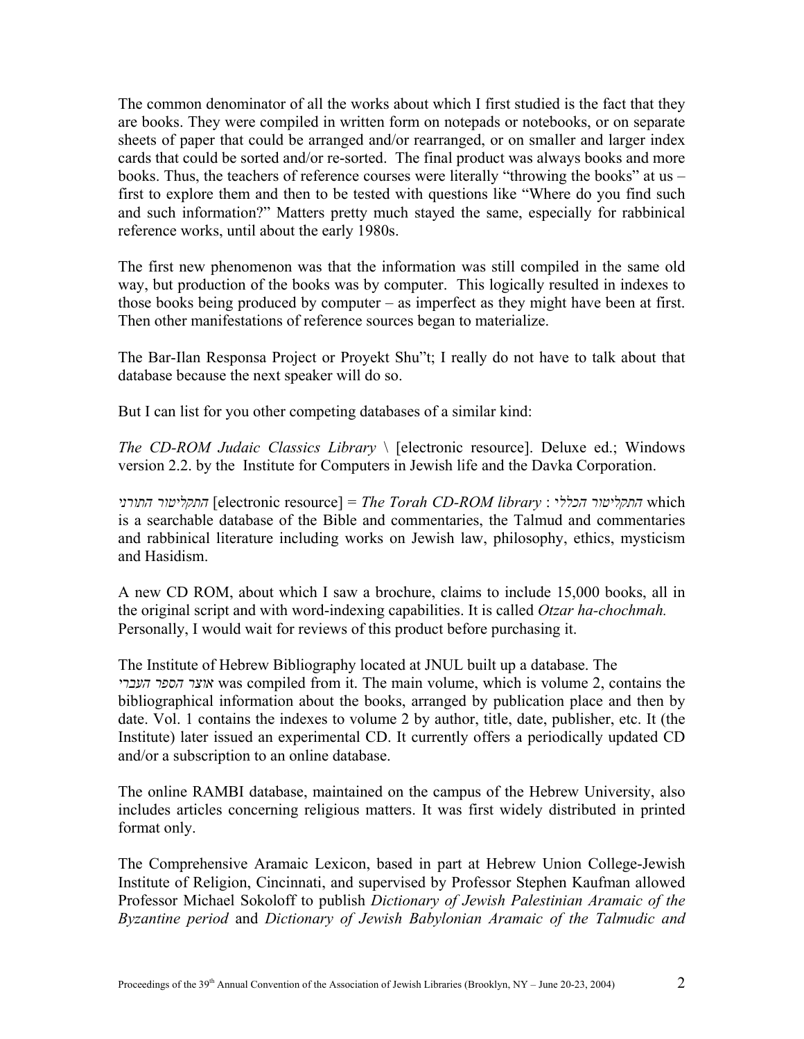The common denominator of all the works about which I first studied is the fact that they are books. They were compiled in written form on notepads or notebooks, or on separate sheets of paper that could be arranged and/or rearranged, or on smaller and larger index cards that could be sorted and/or re-sorted. The final product was always books and more books. Thus, the teachers of reference courses were literally "throwing the books" at us – first to explore them and then to be tested with questions like "Where do you find such and such information?" Matters pretty much stayed the same, especially for rabbinical reference works, until about the early 1980s.

The first new phenomenon was that the information was still compiled in the same old way, but production of the books was by computer. This logically resulted in indexes to those books being produced by computer – as imperfect as they might have been at first. Then other manifestations of reference sources began to materialize.

The Bar-Ilan Responsa Project or Proyekt Shu"t; I really do not have to talk about that database because the next speaker will do so.

But I can list for you other competing databases of a similar kind:

*The CD-ROM Judaic Classics Library* \ [electronic resource]. Deluxe ed.; Windows version 2.2. by the Institute for Computers in Jewish life and the Davka Corporation.

*התקליטור התורני* [electronic resource] = *The Torah CD-ROM library* : *התקליטור הכללי* which is a searchable database of the Bible and commentaries, the Talmud and commentaries and rabbinical literature including works on Jewish law, philosophy, ethics, mysticism and Hasidism.

A new CD ROM, about which I saw a brochure, claims to include 15,000 books, all in the original script and with word-indexing capabilities. It is called *Otzar ha-chochmah.* Personally, I would wait for reviews of this product before purchasing it.

The Institute of Hebrew Bibliography located at JNUL built up a database. The *אוצר הספר העברי* was compiled from it. The main volume, which is volume 2, contains the bibliographical information about the books, arranged by publication place and then by date. Vol. 1 contains the indexes to volume 2 by author, title, date, publisher, etc. It (the Institute) later issued an experimental CD. It currently offers a periodically updated CD and/or a subscription to an online database.

The online RAMBI database, maintained on the campus of the Hebrew University, also includes articles concerning religious matters. It was first widely distributed in printed format only.

The Comprehensive Aramaic Lexicon, based in part at Hebrew Union College-Jewish Institute of Religion, Cincinnati, and supervised by Professor Stephen Kaufman allowed Professor Michael Sokoloff to publish *Dictionary of Jewish Palestinian Aramaic of the Byzantine period* and *Dictionary of Jewish Babylonian Aramaic of the Talmudic and*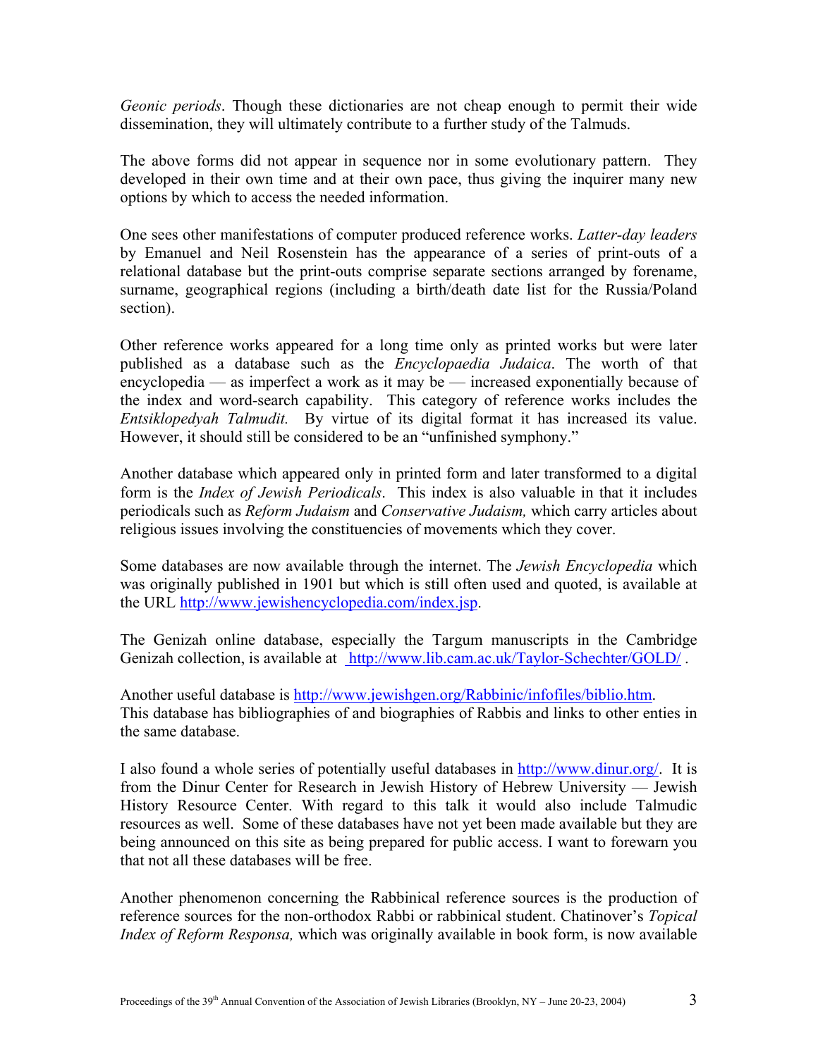*Geonic periods*. Though these dictionaries are not cheap enough to permit their wide dissemination, they will ultimately contribute to a further study of the Talmuds.

The above forms did not appear in sequence nor in some evolutionary pattern. They developed in their own time and at their own pace, thus giving the inquirer many new options by which to access the needed information.

One sees other manifestations of computer produced reference works. *Latter-day leaders* by Emanuel and Neil Rosenstein has the appearance of a series of print-outs of a relational database but the print-outs comprise separate sections arranged by forename, surname, geographical regions (including a birth/death date list for the Russia/Poland section).

Other reference works appeared for a long time only as printed works but were later published as a database such as the *Encyclopaedia Judaica*. The worth of that encyclopedia — as imperfect a work as it may be — increased exponentially because of the index and word-search capability. This category of reference works includes the *Entsiklopedyah Talmudit.* By virtue of its digital format it has increased its value. However, it should still be considered to be an "unfinished symphony."

Another database which appeared only in printed form and later transformed to a digital form is the *Index of Jewish Periodicals*. This index is also valuable in that it includes periodicals such as *Reform Judaism* and *Conservative Judaism,* which carry articles about religious issues involving the constituencies of movements which they cover.

Some databases are now available through the internet. The *Jewish Encyclopedia* which was originally published in 1901 but which is still often used and quoted, is available at the URL http://www.jewishencyclopedia.com/index.jsp.

The Genizah online database, especially the Targum manuscripts in the Cambridge Genizah collection, is available at http://www.lib.cam.ac.uk/Taylor-Schechter/GOLD/ .

Another useful database is http://www.jewishgen.org/Rabbinic/infofiles/biblio.htm. This database has bibliographies of and biographies of Rabbis and links to other enties in the same database.

I also found a whole series of potentially useful databases in http://www.dinur.org/. It is from the Dinur Center for Research in Jewish History of Hebrew University — Jewish History Resource Center. With regard to this talk it would also include Talmudic resources as well. Some of these databases have not yet been made available but they are being announced on this site as being prepared for public access. I want to forewarn you that not all these databases will be free.

Another phenomenon concerning the Rabbinical reference sources is the production of reference sources for the non-orthodox Rabbi or rabbinical student. Chatinover's *Topical Index of Reform Responsa,* which was originally available in book form, is now available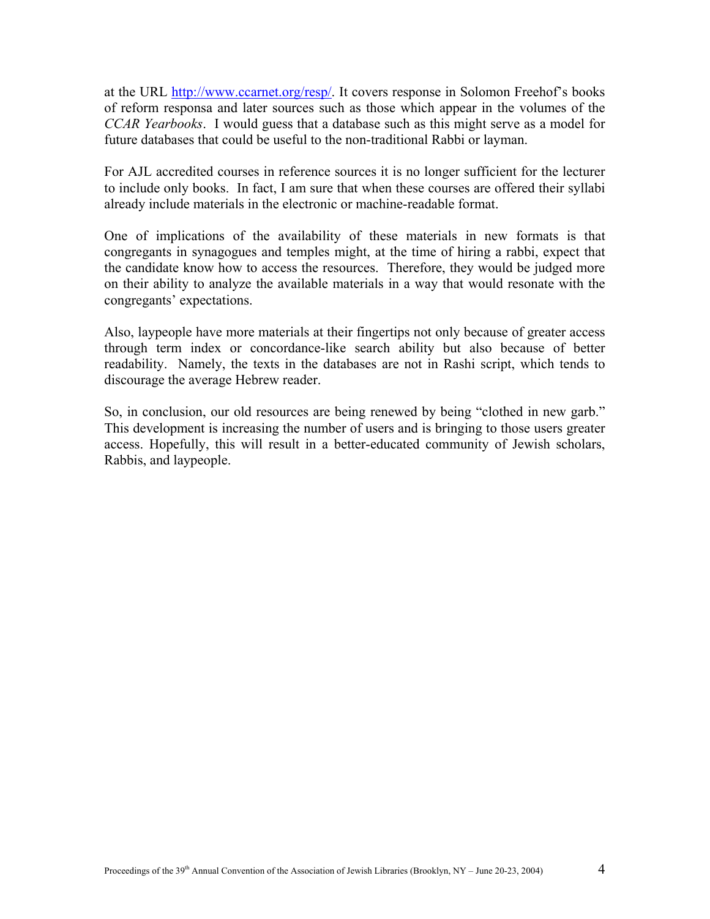at the URL http://www.ccarnet.org/resp/. It covers response in Solomon Freehof's books of reform responsa and later sources such as those which appear in the volumes of the *CCAR Yearbooks*. I would guess that a database such as this might serve as a model for future databases that could be useful to the non-traditional Rabbi or layman.

For AJL accredited courses in reference sources it is no longer sufficient for the lecturer to include only books. In fact, I am sure that when these courses are offered their syllabi already include materials in the electronic or machine-readable format.

One of implications of the availability of these materials in new formats is that congregants in synagogues and temples might, at the time of hiring a rabbi, expect that the candidate know how to access the resources. Therefore, they would be judged more on their ability to analyze the available materials in a way that would resonate with the congregants' expectations.

Also, laypeople have more materials at their fingertips not only because of greater access through term index or concordance-like search ability but also because of better readability. Namely, the texts in the databases are not in Rashi script, which tends to discourage the average Hebrew reader.

So, in conclusion, our old resources are being renewed by being "clothed in new garb." This development is increasing the number of users and is bringing to those users greater access. Hopefully, this will result in a better-educated community of Jewish scholars, Rabbis, and laypeople.